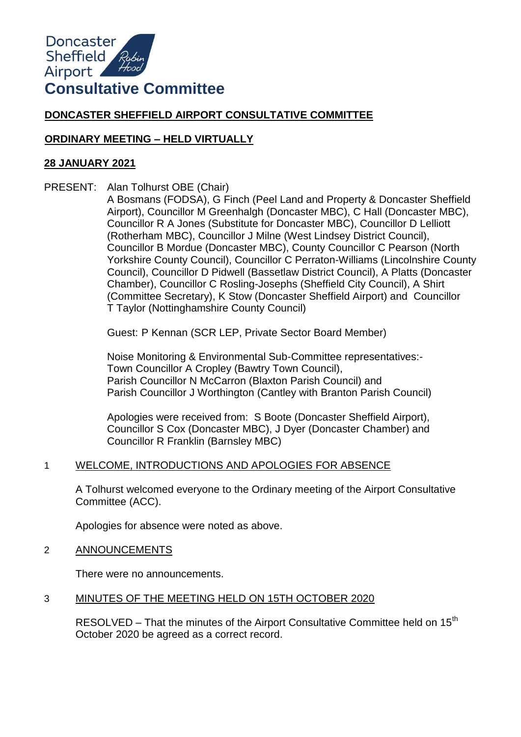Doncaster Sheffield Airport

# Consultative Committee

**DONCASTER SHEFFIELD AIRPORT CONSULTATIVE COMMITTEE**

**ORDINARY MEETING – HELD VIRTUALLY**

**28 JANUARY 2021**

PRESENT: Alan Tolhurst OBE (Chair)
A Bosmans (FODSA), G Finch (Peel Land and Property & Doncaster Sheffield Airport), Councillor M Greenhalgh (Doncaster MBC), C Hall (Doncaster MBC), Councillor R A Jones (Substitute for Doncaster MBC), Councillor D Lelliott (Rotherham MBC), Councillor J Milne (West Lindsey District Council), Councillor B Mordue (Doncaster MBC), County Councillor C Pearson (North Yorkshire County Council), Councillor C Perraton-Williams (Lincolnshire County Council), Councillor D Pidwell (Bassetlaw District Council), A Platts (Doncaster Chamber), Councillor C Rosling-Josephs (Sheffield City Council), A Shirt (Committee Secretary), K Stow (Doncaster Sheffield Airport) and Councillor T Taylor (Nottinghamshire County Council)

Guest: P Kennan (SCR LEP, Private Sector Board Member)

Noise Monitoring & Environmental Sub-Committee representatives:-
Town Councillor A Cropley (Bawtry Town Council),
Parish Councillor N McCarron (Blaxton Parish Council) and
Parish Councillor J Worthington (Cantley with Branton Parish Council)

Apologies were received from: S Boote (Doncaster Sheffield Airport), Councillor S Cox (Doncaster MBC), J Dyer (Doncaster Chamber) and Councillor R Franklin (Barnsley MBC)

## 1 WELCOME, INTRODUCTIONS AND APOLOGIES FOR ABSENCE

A Tolhurst welcomed everyone to the Ordinary meeting of the Airport Consultative Committee (ACC).

Apologies for absence were noted as above.

## 2 ANNOUNCEMENTS

There were no announcements.

## 3 MINUTES OF THE MEETING HELD ON 15TH OCTOBER 2020

RESOLVED – That the minutes of the Airport Consultative Committee held on 15th October 2020 be agreed as a correct record.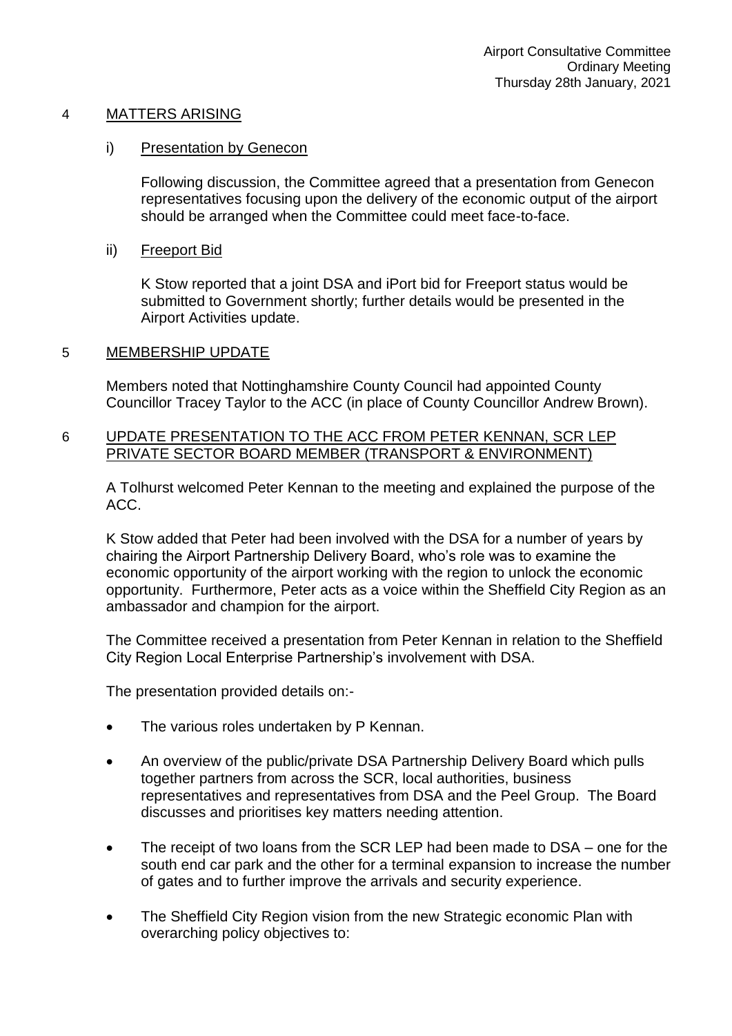## 4 MATTERS ARISING

### i) Presentation by Genecon

Following discussion, the Committee agreed that a presentation from Genecon representatives focusing upon the delivery of the economic output of the airport should be arranged when the Committee could meet face-to-face.

### ii) Freeport Bid

K Stow reported that a joint DSA and iPort bid for Freeport status would be submitted to Government shortly; further details would be presented in the Airport Activities update.

## 5 MEMBERSHIP UPDATE

Members noted that Nottinghamshire County Council had appointed County Councillor Tracey Taylor to the ACC (in place of County Councillor Andrew Brown).

## 6 UPDATE PRESENTATION TO THE ACC FROM PETER KENNAN, SCR LEP PRIVATE SECTOR BOARD MEMBER (TRANSPORT & ENVIRONMENT)

A Tolhurst welcomed Peter Kennan to the meeting and explained the purpose of the ACC.

K Stow added that Peter had been involved with the DSA for a number of years by chairing the Airport Partnership Delivery Board, who's role was to examine the economic opportunity of the airport working with the region to unlock the economic opportunity. Furthermore, Peter acts as a voice within the Sheffield City Region as an ambassador and champion for the airport.

The Committee received a presentation from Peter Kennan in relation to the Sheffield City Region Local Enterprise Partnership's involvement with DSA.

The presentation provided details on:-

- The various roles undertaken by P Kennan.
- An overview of the public/private DSA Partnership Delivery Board which pulls together partners from across the SCR, local authorities, business representatives and representatives from DSA and the Peel Group. The Board discusses and prioritises key matters needing attention.
- The receipt of two loans from the SCR LEP had been made to DSA – one for the south end car park and the other for a terminal expansion to increase the number of gates and to further improve the arrivals and security experience.
- The Sheffield City Region vision from the new Strategic economic Plan with overarching policy objectives to: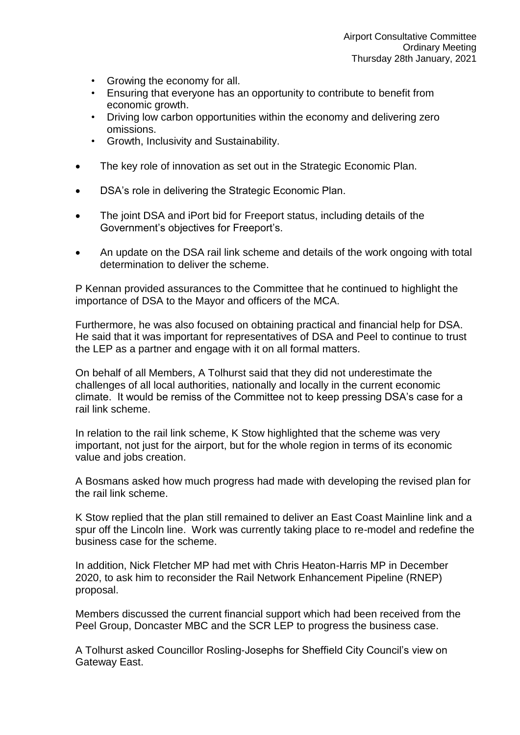- Growing the economy for all.
  - Ensuring that everyone has an opportunity to contribute to benefit from economic growth.
  - Driving low carbon opportunities within the economy and delivering zero omissions.
  - Growth, Inclusivity and Sustainability.

- The key role of innovation as set out in the Strategic Economic Plan.

- DSA's role in delivering the Strategic Economic Plan.

- The joint DSA and iPort bid for Freeport status, including details of the Government's objectives for Freeport's.

- An update on the DSA rail link scheme and details of the work ongoing with total determination to deliver the scheme.

P Kennan provided assurances to the Committee that he continued to highlight the importance of DSA to the Mayor and officers of the MCA.

Furthermore, he was also focused on obtaining practical and financial help for DSA. He said that it was important for representatives of DSA and Peel to continue to trust the LEP as a partner and engage with it on all formal matters.

On behalf of all Members, A Tolhurst said that they did not underestimate the challenges of all local authorities, nationally and locally in the current economic climate. It would be remiss of the Committee not to keep pressing DSA's case for a rail link scheme.

In relation to the rail link scheme, K Stow highlighted that the scheme was very important, not just for the airport, but for the whole region in terms of its economic value and jobs creation.

A Bosmans asked how much progress had made with developing the revised plan for the rail link scheme.

K Stow replied that the plan still remained to deliver an East Coast Mainline link and a spur off the Lincoln line. Work was currently taking place to re-model and redefine the business case for the scheme.

In addition, Nick Fletcher MP had met with Chris Heaton-Harris MP in December 2020, to ask him to reconsider the Rail Network Enhancement Pipeline (RNEP) proposal.

Members discussed the current financial support which had been received from the Peel Group, Doncaster MBC and the SCR LEP to progress the business case.

A Tolhurst asked Councillor Rosling-Josephs for Sheffield City Council's view on Gateway East.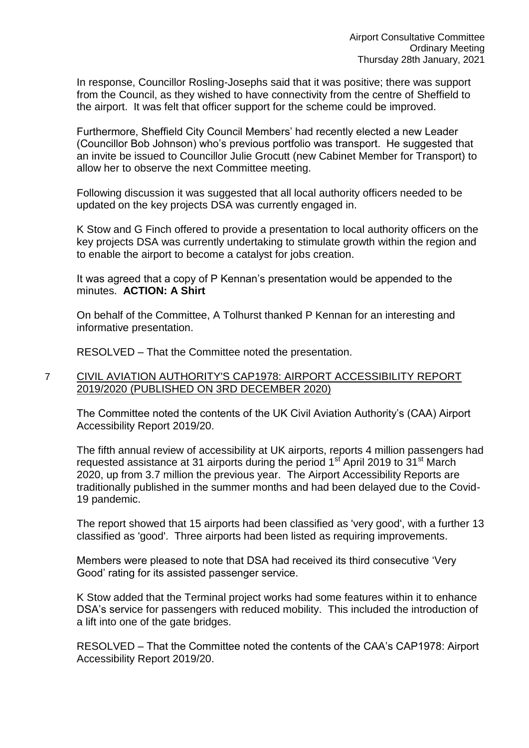In response, Councillor Rosling-Josephs said that it was positive; there was support from the Council, as they wished to have connectivity from the centre of Sheffield to the airport. It was felt that officer support for the scheme could be improved.

Furthermore, Sheffield City Council Members' had recently elected a new Leader (Councillor Bob Johnson) who's previous portfolio was transport. He suggested that an invite be issued to Councillor Julie Grocutt (new Cabinet Member for Transport) to allow her to observe the next Committee meeting.

Following discussion it was suggested that all local authority officers needed to be updated on the key projects DSA was currently engaged in.

K Stow and G Finch offered to provide a presentation to local authority officers on the key projects DSA was currently undertaking to stimulate growth within the region and to enable the airport to become a catalyst for jobs creation.

It was agreed that a copy of P Kennan's presentation would be appended to the minutes. **ACTION: A Shirt**

On behalf of the Committee, A Tolhurst thanked P Kennan for an interesting and informative presentation.

RESOLVED – That the Committee noted the presentation.

## 7 CIVIL AVIATION AUTHORITY'S CAP1978: AIRPORT ACCESSIBILITY REPORT 2019/2020 (PUBLISHED ON 3RD DECEMBER 2020)

The Committee noted the contents of the UK Civil Aviation Authority's (CAA) Airport Accessibility Report 2019/20.

The fifth annual review of accessibility at UK airports, reports 4 million passengers had requested assistance at 31 airports during the period 1st April 2019 to 31st March 2020, up from 3.7 million the previous year. The Airport Accessibility Reports are traditionally published in the summer months and had been delayed due to the Covid-19 pandemic.

The report showed that 15 airports had been classified as 'very good', with a further 13 classified as 'good'. Three airports had been listed as requiring improvements.

Members were pleased to note that DSA had received its third consecutive 'Very Good' rating for its assisted passenger service.

K Stow added that the Terminal project works had some features within it to enhance DSA's service for passengers with reduced mobility. This included the introduction of a lift into one of the gate bridges.

RESOLVED – That the Committee noted the contents of the CAA's CAP1978: Airport Accessibility Report 2019/20.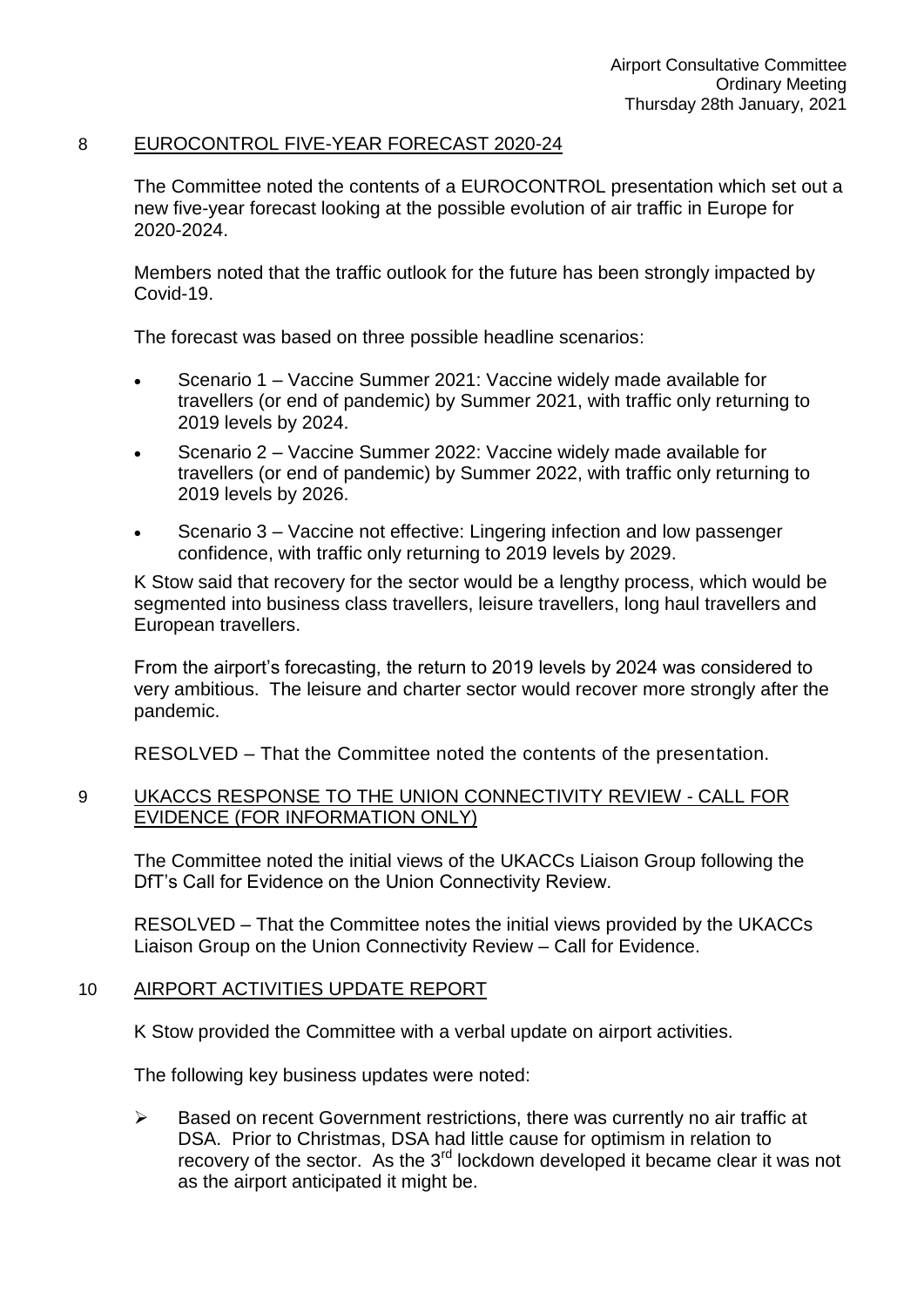## 8 EUROCONTROL FIVE-YEAR FORECAST 2020-24

The Committee noted the contents of a EUROCONTROL presentation which set out a new five-year forecast looking at the possible evolution of air traffic in Europe for 2020-2024.

Members noted that the traffic outlook for the future has been strongly impacted by Covid-19.

The forecast was based on three possible headline scenarios:

- Scenario 1 – Vaccine Summer 2021: Vaccine widely made available for travellers (or end of pandemic) by Summer 2021, with traffic only returning to 2019 levels by 2024.
- Scenario 2 – Vaccine Summer 2022: Vaccine widely made available for travellers (or end of pandemic) by Summer 2022, with traffic only returning to 2019 levels by 2026.
- Scenario 3 – Vaccine not effective: Lingering infection and low passenger confidence, with traffic only returning to 2019 levels by 2029.

K Stow said that recovery for the sector would be a lengthy process, which would be segmented into business class travellers, leisure travellers, long haul travellers and European travellers.

From the airport's forecasting, the return to 2019 levels by 2024 was considered to very ambitious. The leisure and charter sector would recover more strongly after the pandemic.

RESOLVED – That the Committee noted the contents of the presentation.

## 9 UKACCS RESPONSE TO THE UNION CONNECTIVITY REVIEW - CALL FOR EVIDENCE (FOR INFORMATION ONLY)

The Committee noted the initial views of the UKACCs Liaison Group following the DfT's Call for Evidence on the Union Connectivity Review.

RESOLVED – That the Committee notes the initial views provided by the UKACCs Liaison Group on the Union Connectivity Review – Call for Evidence.

## 10 AIRPORT ACTIVITIES UPDATE REPORT

K Stow provided the Committee with a verbal update on airport activities.

The following key business updates were noted:

- Based on recent Government restrictions, there was currently no air traffic at DSA. Prior to Christmas, DSA had little cause for optimism in relation to recovery of the sector. As the 3rd lockdown developed it became clear it was not as the airport anticipated it might be.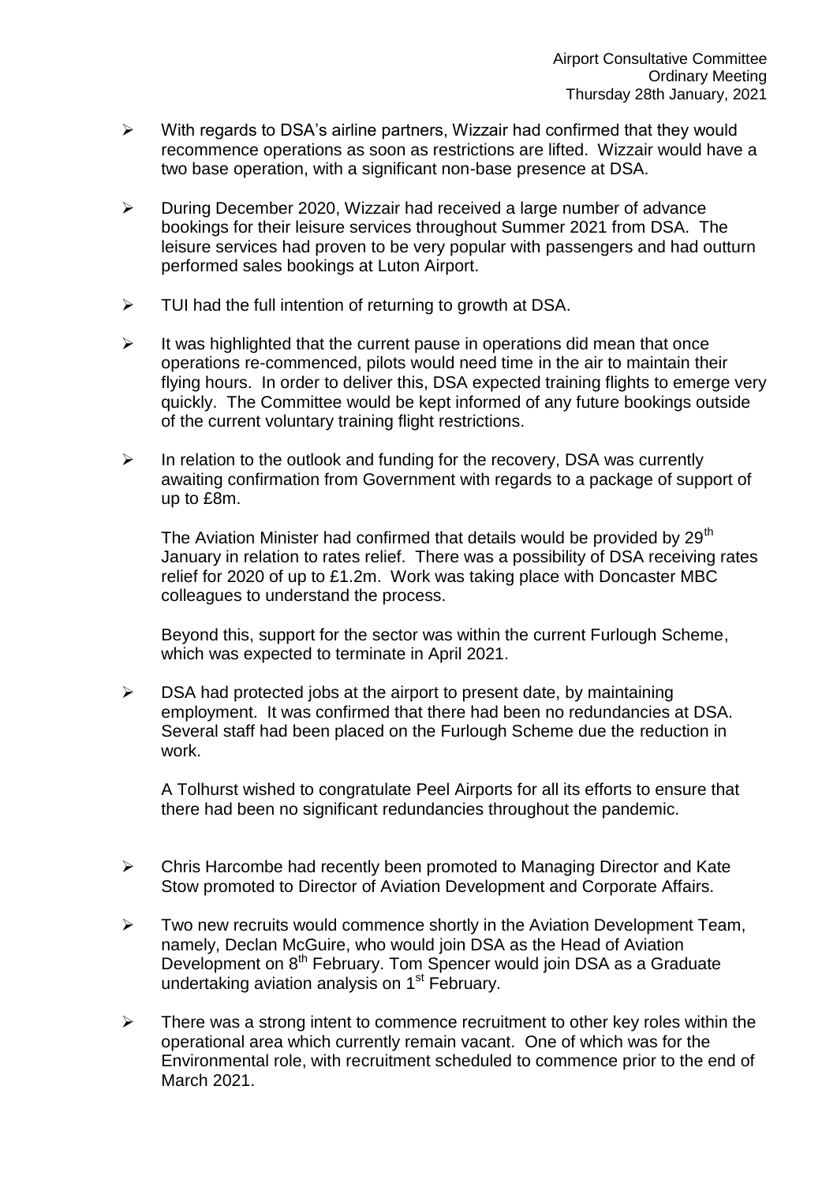- With regards to DSA's airline partners, Wizzair had confirmed that they would recommence operations as soon as restrictions are lifted. Wizzair would have a two base operation, with a significant non-base presence at DSA.

- During December 2020, Wizzair had received a large number of advance bookings for their leisure services throughout Summer 2021 from DSA. The leisure services had proven to be very popular with passengers and had outturn performed sales bookings at Luton Airport.

- TUI had the full intention of returning to growth at DSA.

- It was highlighted that the current pause in operations did mean that once operations re-commenced, pilots would need time in the air to maintain their flying hours. In order to deliver this, DSA expected training flights to emerge very quickly. The Committee would be kept informed of any future bookings outside of the current voluntary training flight restrictions.

- In relation to the outlook and funding for the recovery, DSA was currently awaiting confirmation from Government with regards to a package of support of up to £8m.

  The Aviation Minister had confirmed that details would be provided by 29th January in relation to rates relief. There was a possibility of DSA receiving rates relief for 2020 of up to £1.2m. Work was taking place with Doncaster MBC colleagues to understand the process.

  Beyond this, support for the sector was within the current Furlough Scheme, which was expected to terminate in April 2021.

- DSA had protected jobs at the airport to present date, by maintaining employment. It was confirmed that there had been no redundancies at DSA. Several staff had been placed on the Furlough Scheme due the reduction in work.

  A Tolhurst wished to congratulate Peel Airports for all its efforts to ensure that there had been no significant redundancies throughout the pandemic.

- Chris Harcombe had recently been promoted to Managing Director and Kate Stow promoted to Director of Aviation Development and Corporate Affairs.

- Two new recruits would commence shortly in the Aviation Development Team, namely, Declan McGuire, who would join DSA as the Head of Aviation Development on 8th February. Tom Spencer would join DSA as a Graduate undertaking aviation analysis on 1st February.

- There was a strong intent to commence recruitment to other key roles within the operational area which currently remain vacant. One of which was for the Environmental role, with recruitment scheduled to commence prior to the end of March 2021.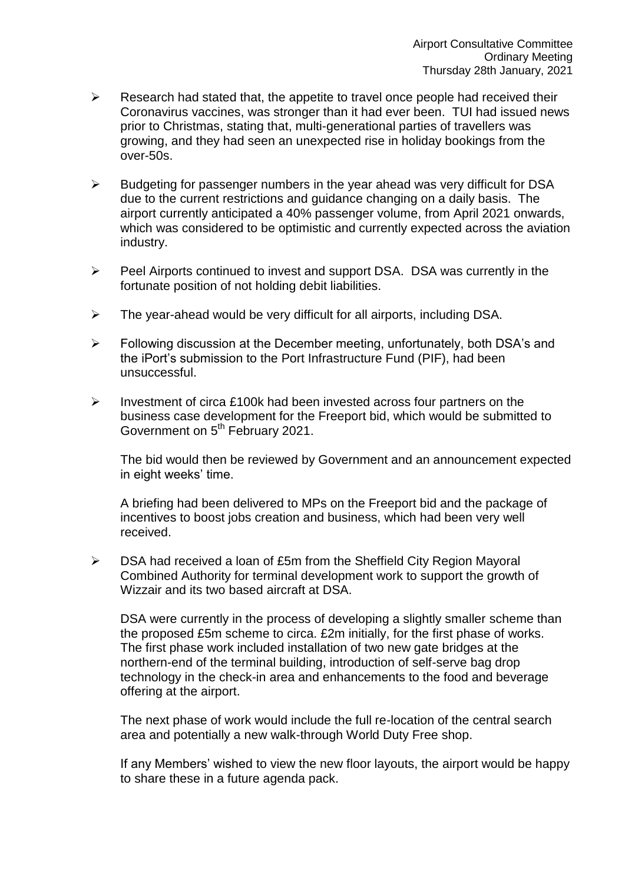- Research had stated that, the appetite to travel once people had received their Coronavirus vaccines, was stronger than it had ever been. TUI had issued news prior to Christmas, stating that, multi-generational parties of travellers was growing, and they had seen an unexpected rise in holiday bookings from the over-50s.

- Budgeting for passenger numbers in the year ahead was very difficult for DSA due to the current restrictions and guidance changing on a daily basis. The airport currently anticipated a 40% passenger volume, from April 2021 onwards, which was considered to be optimistic and currently expected across the aviation industry.

- Peel Airports continued to invest and support DSA. DSA was currently in the fortunate position of not holding debit liabilities.

- The year-ahead would be very difficult for all airports, including DSA.

- Following discussion at the December meeting, unfortunately, both DSA's and the iPort's submission to the Port Infrastructure Fund (PIF), had been unsuccessful.

- Investment of circa £100k had been invested across four partners on the business case development for the Freeport bid, which would be submitted to Government on 5th February 2021.

  The bid would then be reviewed by Government and an announcement expected in eight weeks' time.

  A briefing had been delivered to MPs on the Freeport bid and the package of incentives to boost jobs creation and business, which had been very well received.

- DSA had received a loan of £5m from the Sheffield City Region Mayoral Combined Authority for terminal development work to support the growth of Wizzair and its two based aircraft at DSA.

  DSA were currently in the process of developing a slightly smaller scheme than the proposed £5m scheme to circa. £2m initially, for the first phase of works. The first phase work included installation of two new gate bridges at the northern-end of the terminal building, introduction of self-serve bag drop technology in the check-in area and enhancements to the food and beverage offering at the airport.

  The next phase of work would include the full re-location of the central search area and potentially a new walk-through World Duty Free shop.

  If any Members' wished to view the new floor layouts, the airport would be happy to share these in a future agenda pack.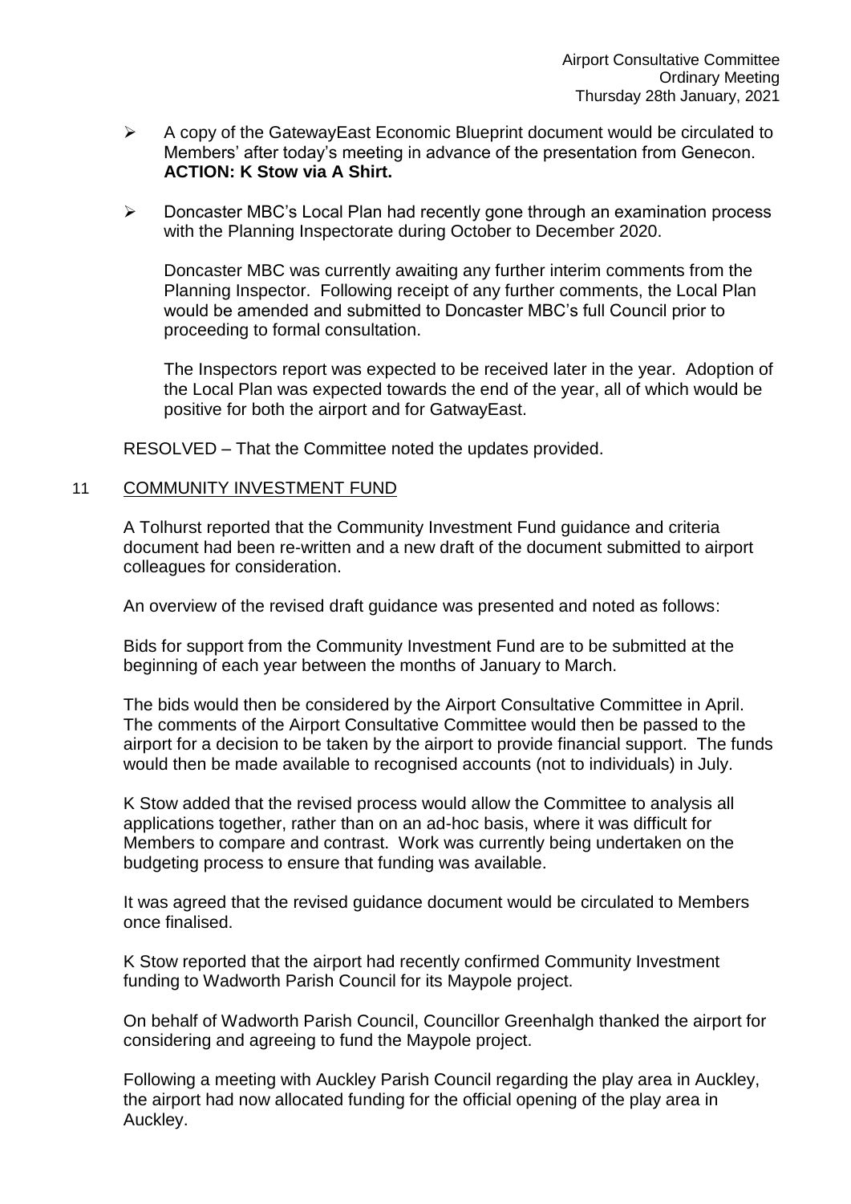- A copy of the GatewayEast Economic Blueprint document would be circulated to Members' after today's meeting in advance of the presentation from Genecon. **ACTION: K Stow via A Shirt.**

- Doncaster MBC's Local Plan had recently gone through an examination process with the Planning Inspectorate during October to December 2020.

  Doncaster MBC was currently awaiting any further interim comments from the Planning Inspector. Following receipt of any further comments, the Local Plan would be amended and submitted to Doncaster MBC's full Council prior to proceeding to formal consultation.

  The Inspectors report was expected to be received later in the year. Adoption of the Local Plan was expected towards the end of the year, all of which would be positive for both the airport and for GatwayEast.

RESOLVED – That the Committee noted the updates provided.

## 11 COMMUNITY INVESTMENT FUND

A Tolhurst reported that the Community Investment Fund guidance and criteria document had been re-written and a new draft of the document submitted to airport colleagues for consideration.

An overview of the revised draft guidance was presented and noted as follows:

Bids for support from the Community Investment Fund are to be submitted at the beginning of each year between the months of January to March.

The bids would then be considered by the Airport Consultative Committee in April. The comments of the Airport Consultative Committee would then be passed to the airport for a decision to be taken by the airport to provide financial support. The funds would then be made available to recognised accounts (not to individuals) in July.

K Stow added that the revised process would allow the Committee to analysis all applications together, rather than on an ad-hoc basis, where it was difficult for Members to compare and contrast. Work was currently being undertaken on the budgeting process to ensure that funding was available.

It was agreed that the revised guidance document would be circulated to Members once finalised.

K Stow reported that the airport had recently confirmed Community Investment funding to Wadworth Parish Council for its Maypole project.

On behalf of Wadworth Parish Council, Councillor Greenhalgh thanked the airport for considering and agreeing to fund the Maypole project.

Following a meeting with Auckley Parish Council regarding the play area in Auckley, the airport had now allocated funding for the official opening of the play area in Auckley.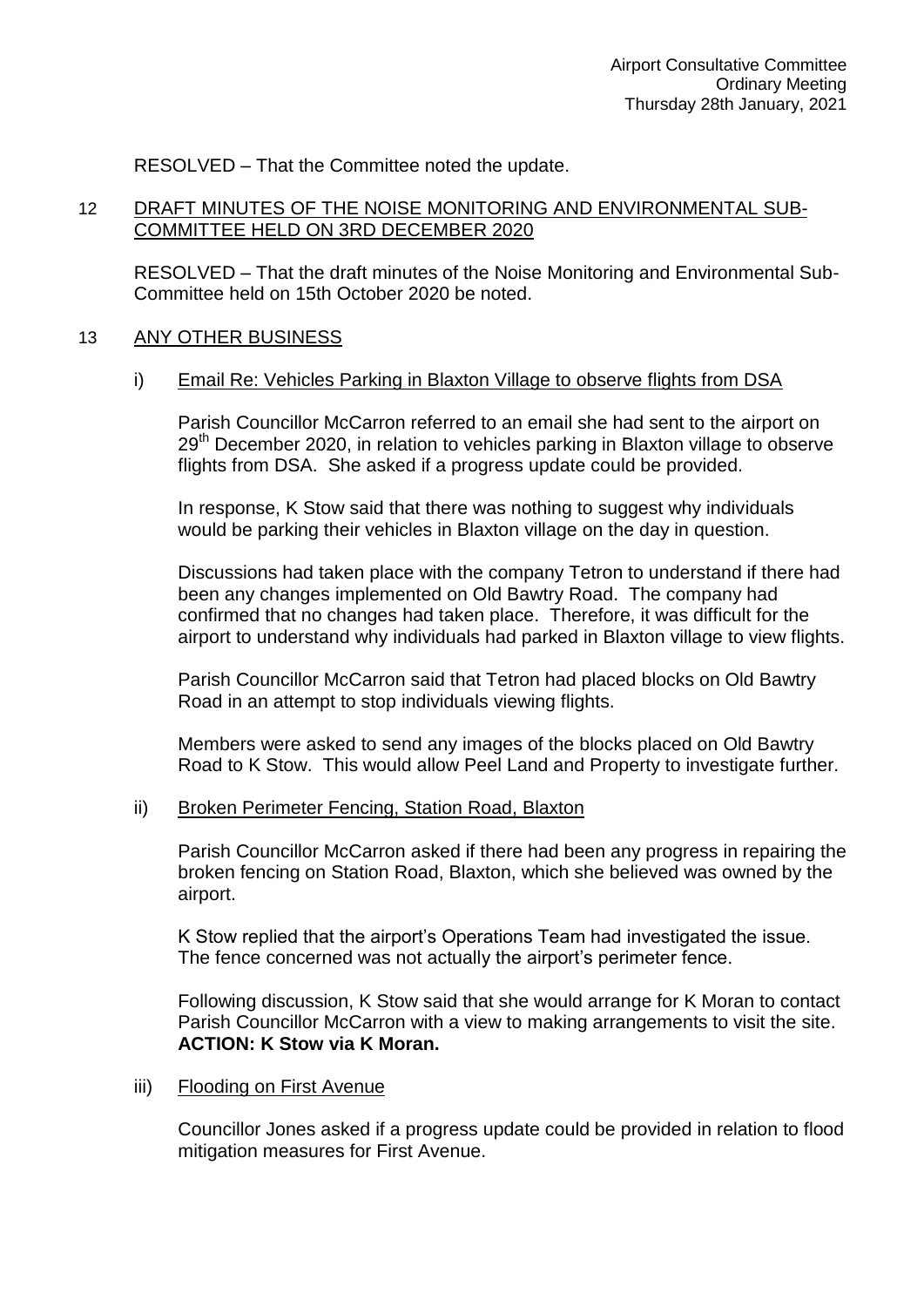RESOLVED – That the Committee noted the update.

## 12 DRAFT MINUTES OF THE NOISE MONITORING AND ENVIRONMENTAL SUB-COMMITTEE HELD ON 3RD DECEMBER 2020

RESOLVED – That the draft minutes of the Noise Monitoring and Environmental Sub-Committee held on 15th October 2020 be noted.

## 13 ANY OTHER BUSINESS

### i) Email Re: Vehicles Parking in Blaxton Village to observe flights from DSA

Parish Councillor McCarron referred to an email she had sent to the airport on 29th December 2020, in relation to vehicles parking in Blaxton village to observe flights from DSA. She asked if a progress update could be provided.

In response, K Stow said that there was nothing to suggest why individuals would be parking their vehicles in Blaxton village on the day in question.

Discussions had taken place with the company Tetron to understand if there had been any changes implemented on Old Bawtry Road. The company had confirmed that no changes had taken place. Therefore, it was difficult for the airport to understand why individuals had parked in Blaxton village to view flights.

Parish Councillor McCarron said that Tetron had placed blocks on Old Bawtry Road in an attempt to stop individuals viewing flights.

Members were asked to send any images of the blocks placed on Old Bawtry Road to K Stow. This would allow Peel Land and Property to investigate further.

### ii) Broken Perimeter Fencing, Station Road, Blaxton

Parish Councillor McCarron asked if there had been any progress in repairing the broken fencing on Station Road, Blaxton, which she believed was owned by the airport.

K Stow replied that the airport's Operations Team had investigated the issue. The fence concerned was not actually the airport's perimeter fence.

Following discussion, K Stow said that she would arrange for K Moran to contact Parish Councillor McCarron with a view to making arrangements to visit the site. **ACTION: K Stow via K Moran.**

### iii) Flooding on First Avenue

Councillor Jones asked if a progress update could be provided in relation to flood mitigation measures for First Avenue.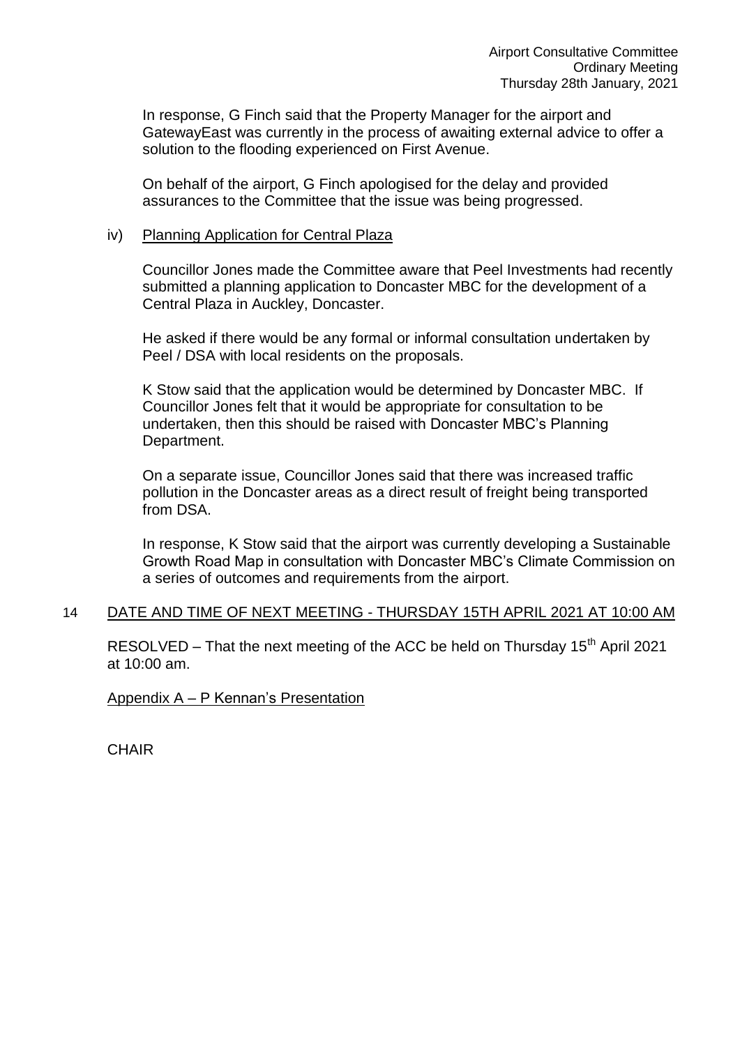In response, G Finch said that the Property Manager for the airport and GatewayEast was currently in the process of awaiting external advice to offer a solution to the flooding experienced on First Avenue.

On behalf of the airport, G Finch apologised for the delay and provided assurances to the Committee that the issue was being progressed.

iv) Planning Application for Central Plaza

Councillor Jones made the Committee aware that Peel Investments had recently submitted a planning application to Doncaster MBC for the development of a Central Plaza in Auckley, Doncaster.

He asked if there would be any formal or informal consultation undertaken by Peel / DSA with local residents on the proposals.

K Stow said that the application would be determined by Doncaster MBC. If Councillor Jones felt that it would be appropriate for consultation to be undertaken, then this should be raised with Doncaster MBC's Planning Department.

On a separate issue, Councillor Jones said that there was increased traffic pollution in the Doncaster areas as a direct result of freight being transported from DSA.

In response, K Stow said that the airport was currently developing a Sustainable Growth Road Map in consultation with Doncaster MBC's Climate Commission on a series of outcomes and requirements from the airport.

## 14 DATE AND TIME OF NEXT MEETING - THURSDAY 15TH APRIL 2021 AT 10:00 AM

RESOLVED – That the next meeting of the ACC be held on Thursday 15th April 2021 at 10:00 am.

Appendix A – P Kennan's Presentation

CHAIR